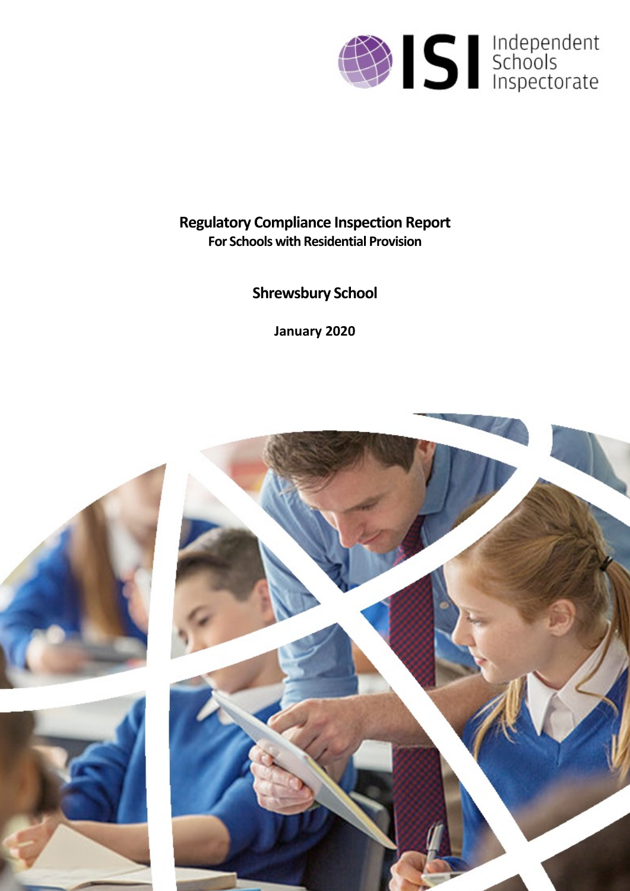ISI Independent Schools Inspectorate

# Regulatory Compliance Inspection Report

**For Schools with Residential Provision**

## Shrewsbury School

**January 2020**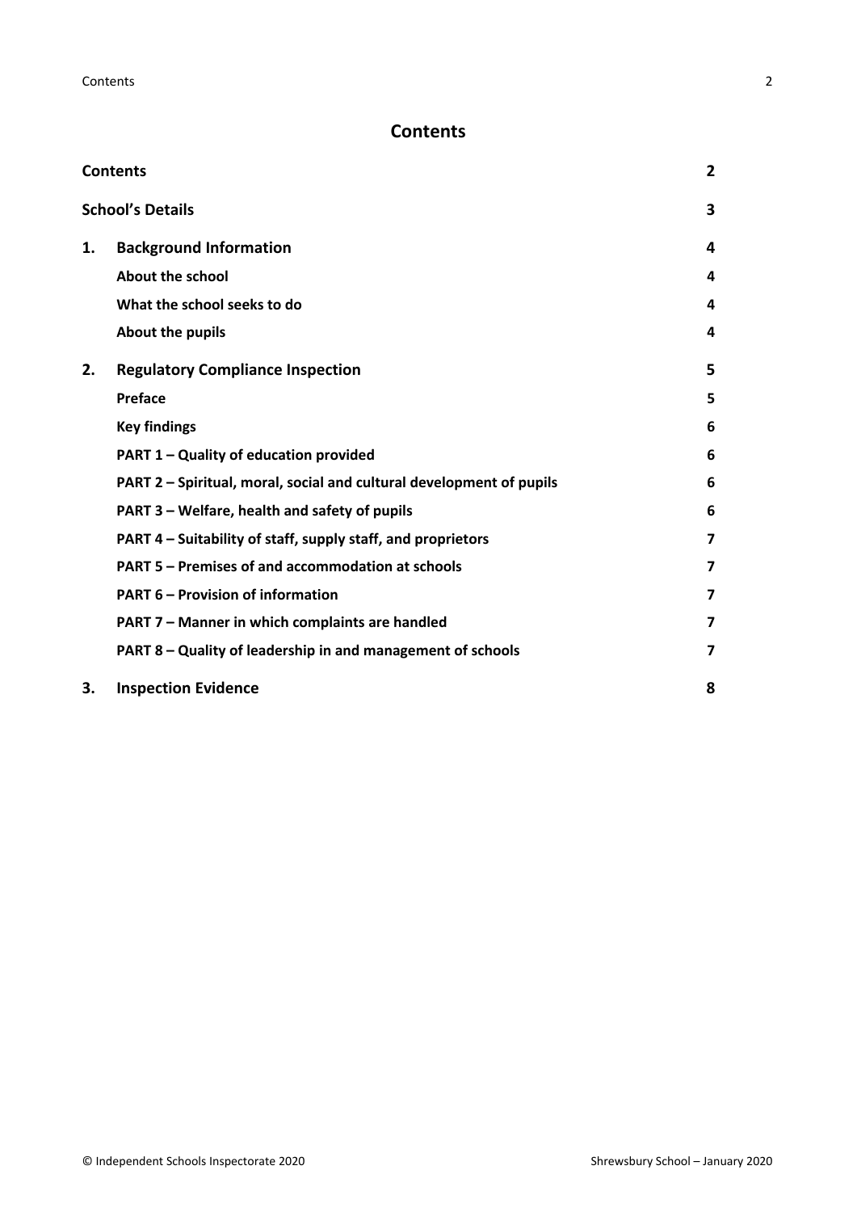# Contents

| | | |
|---|---|---|
| **Contents** | | **2** |
| **School's Details** | | **3** |
| **1.** | **Background Information** | **4** |
| | **About the school** | **4** |
| | **What the school seeks to do** | **4** |
| | **About the pupils** | **4** |
| **2.** | **Regulatory Compliance Inspection** | **5** |
| | **Preface** | **5** |
| | **Key findings** | **6** |
| | **PART 1 – Quality of education provided** | **6** |
| | **PART 2 – Spiritual, moral, social and cultural development of pupils** | **6** |
| | **PART 3 – Welfare, health and safety of pupils** | **6** |
| | **PART 4 – Suitability of staff, supply staff, and proprietors** | **7** |
| | **PART 5 – Premises of and accommodation at schools** | **7** |
| | **PART 6 – Provision of information** | **7** |
| | **PART 7 – Manner in which complaints are handled** | **7** |
| | **PART 8 – Quality of leadership in and management of schools** | **7** |
| **3.** | **Inspection Evidence** | **8** |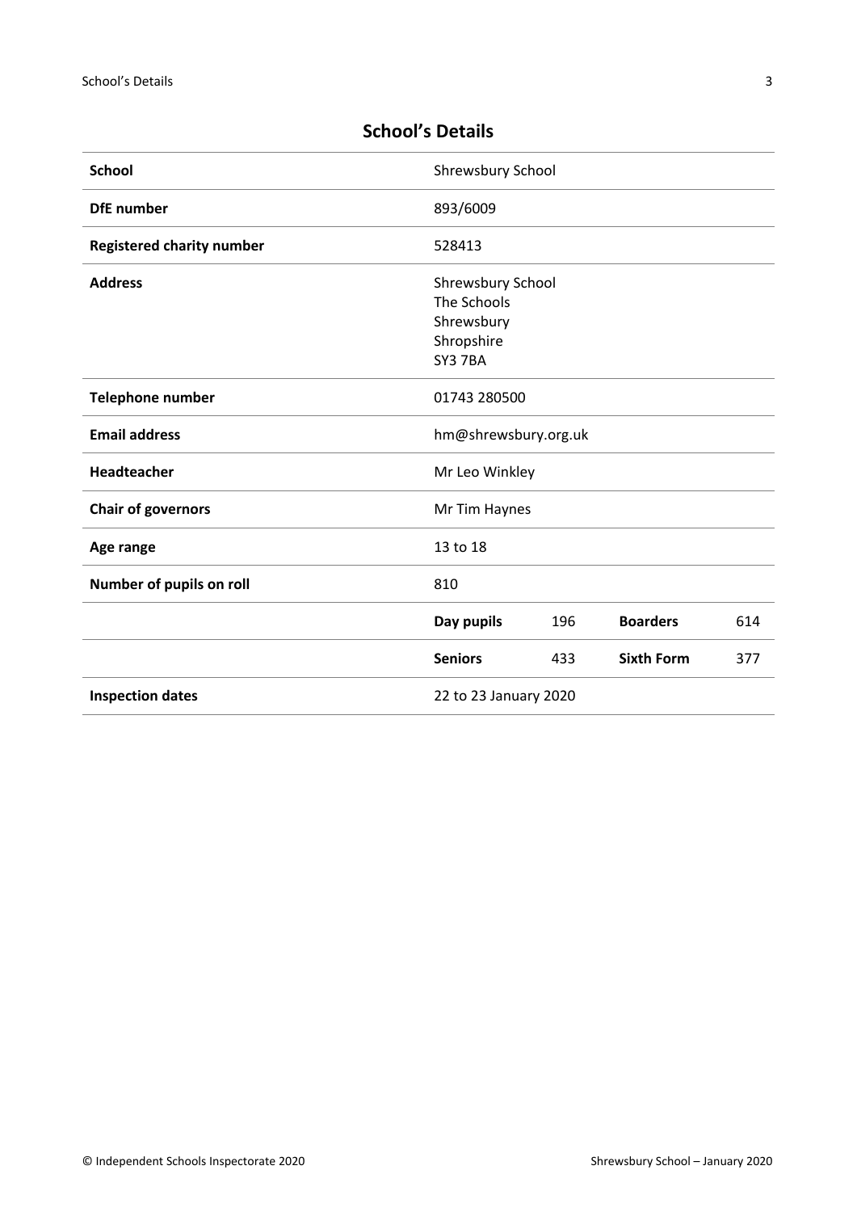## School's Details

| | | | | |
|---|---|---|---|---|
| **School** | Shrewsbury School | | | |
| **DfE number** | 893/6009 | | | |
| **Registered charity number** | 528413 | | | |
| **Address** | Shrewsbury School<br>The Schools<br>Shrewsbury<br>Shropshire<br>SY3 7BA | | | |
| **Telephone number** | 01743 280500 | | | |
| **Email address** | hm@shrewsbury.org.uk | | | |
| **Headteacher** | Mr Leo Winkley | | | |
| **Chair of governors** | Mr Tim Haynes | | | |
| **Age range** | 13 to 18 | | | |
| **Number of pupils on roll** | 810 | | | |
| | **Day pupils** | 196 | **Boarders** | 614 |
| | **Seniors** | 433 | **Sixth Form** | 377 |
| **Inspection dates** | 22 to 23 January 2020 | | | |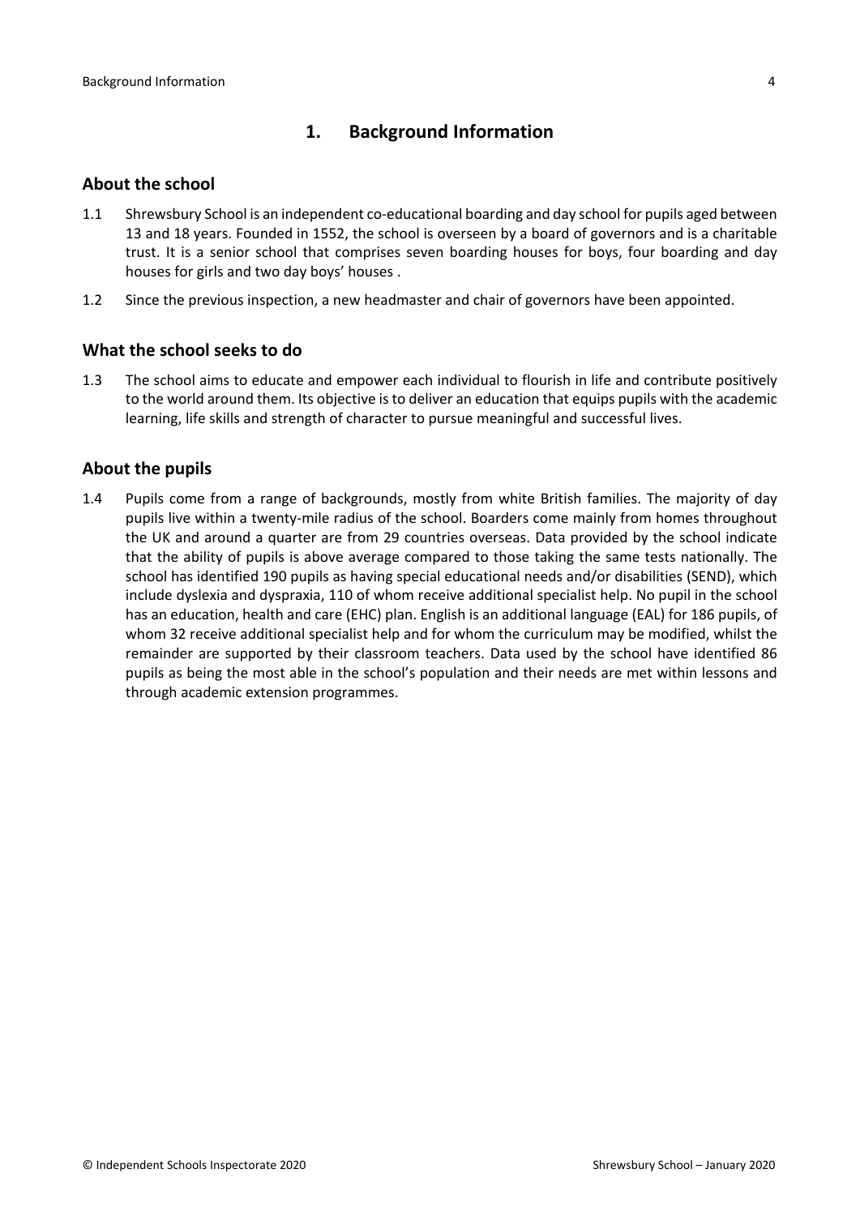## 1. Background Information

### About the school

1.1 Shrewsbury School is an independent co-educational boarding and day school for pupils aged between 13 and 18 years. Founded in 1552, the school is overseen by a board of governors and is a charitable trust. It is a senior school that comprises seven boarding houses for boys, four boarding and day houses for girls and two day boys' houses .

1.2 Since the previous inspection, a new headmaster and chair of governors have been appointed.

### What the school seeks to do

1.3 The school aims to educate and empower each individual to flourish in life and contribute positively to the world around them. Its objective is to deliver an education that equips pupils with the academic learning, life skills and strength of character to pursue meaningful and successful lives.

### About the pupils

1.4 Pupils come from a range of backgrounds, mostly from white British families. The majority of day pupils live within a twenty-mile radius of the school. Boarders come mainly from homes throughout the UK and around a quarter are from 29 countries overseas. Data provided by the school indicate that the ability of pupils is above average compared to those taking the same tests nationally. The school has identified 190 pupils as having special educational needs and/or disabilities (SEND), which include dyslexia and dyspraxia, 110 of whom receive additional specialist help. No pupil in the school has an education, health and care (EHC) plan. English is an additional language (EAL) for 186 pupils, of whom 32 receive additional specialist help and for whom the curriculum may be modified, whilst the remainder are supported by their classroom teachers. Data used by the school have identified 86 pupils as being the most able in the school's population and their needs are met within lessons and through academic extension programmes.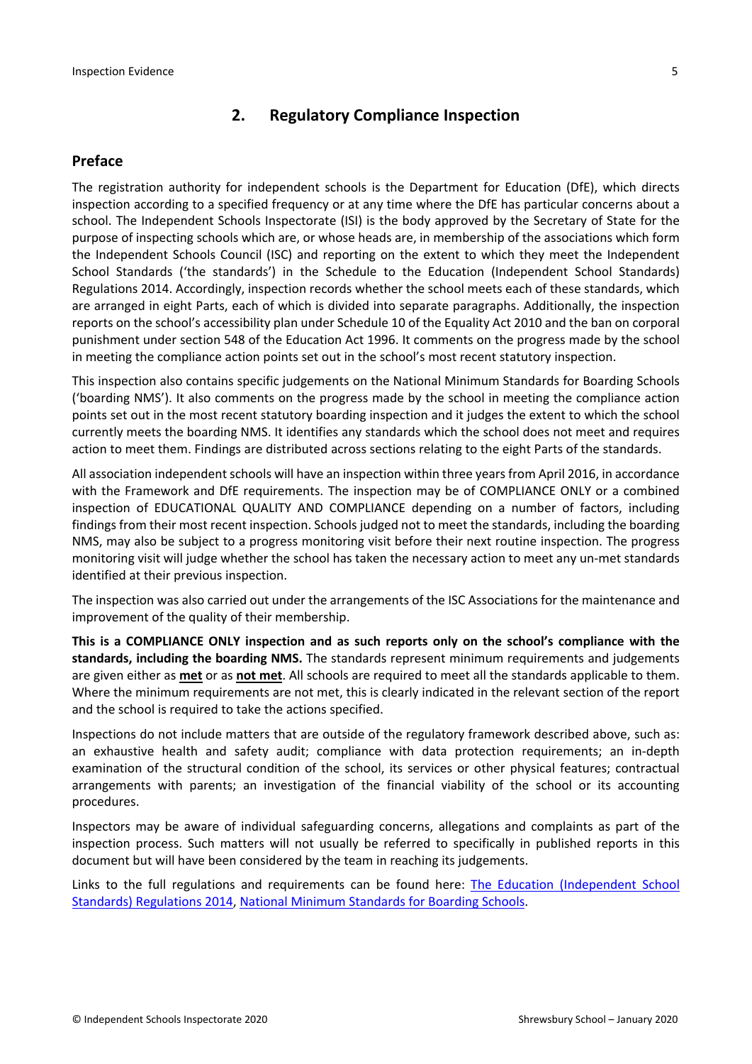## 2. Regulatory Compliance Inspection

### Preface

The registration authority for independent schools is the Department for Education (DfE), which directs inspection according to a specified frequency or at any time where the DfE has particular concerns about a school. The Independent Schools Inspectorate (ISI) is the body approved by the Secretary of State for the purpose of inspecting schools which are, or whose heads are, in membership of the associations which form the Independent Schools Council (ISC) and reporting on the extent to which they meet the Independent School Standards ('the standards') in the Schedule to the Education (Independent School Standards) Regulations 2014. Accordingly, inspection records whether the school meets each of these standards, which are arranged in eight Parts, each of which is divided into separate paragraphs. Additionally, the inspection reports on the school's accessibility plan under Schedule 10 of the Equality Act 2010 and the ban on corporal punishment under section 548 of the Education Act 1996. It comments on the progress made by the school in meeting the compliance action points set out in the school's most recent statutory inspection.

This inspection also contains specific judgements on the National Minimum Standards for Boarding Schools ('boarding NMS'). It also comments on the progress made by the school in meeting the compliance action points set out in the most recent statutory boarding inspection and it judges the extent to which the school currently meets the boarding NMS. It identifies any standards which the school does not meet and requires action to meet them. Findings are distributed across sections relating to the eight Parts of the standards.

All association independent schools will have an inspection within three years from April 2016, in accordance with the Framework and DfE requirements. The inspection may be of COMPLIANCE ONLY or a combined inspection of EDUCATIONAL QUALITY AND COMPLIANCE depending on a number of factors, including findings from their most recent inspection. Schools judged not to meet the standards, including the boarding NMS, may also be subject to a progress monitoring visit before their next routine inspection. The progress monitoring visit will judge whether the school has taken the necessary action to meet any un-met standards identified at their previous inspection.

The inspection was also carried out under the arrangements of the ISC Associations for the maintenance and improvement of the quality of their membership.

**This is a COMPLIANCE ONLY inspection and as such reports only on the school's compliance with the standards, including the boarding NMS.** The standards represent minimum requirements and judgements are given either as **met** or as **not met**. All schools are required to meet all the standards applicable to them. Where the minimum requirements are not met, this is clearly indicated in the relevant section of the report and the school is required to take the actions specified.

Inspections do not include matters that are outside of the regulatory framework described above, such as: an exhaustive health and safety audit; compliance with data protection requirements; an in-depth examination of the structural condition of the school, its services or other physical features; contractual arrangements with parents; an investigation of the financial viability of the school or its accounting procedures.

Inspectors may be aware of individual safeguarding concerns, allegations and complaints as part of the inspection process. Such matters will not usually be referred to specifically in published reports in this document but will have been considered by the team in reaching its judgements.

Links to the full regulations and requirements can be found here: The Education (Independent School Standards) Regulations 2014, National Minimum Standards for Boarding Schools.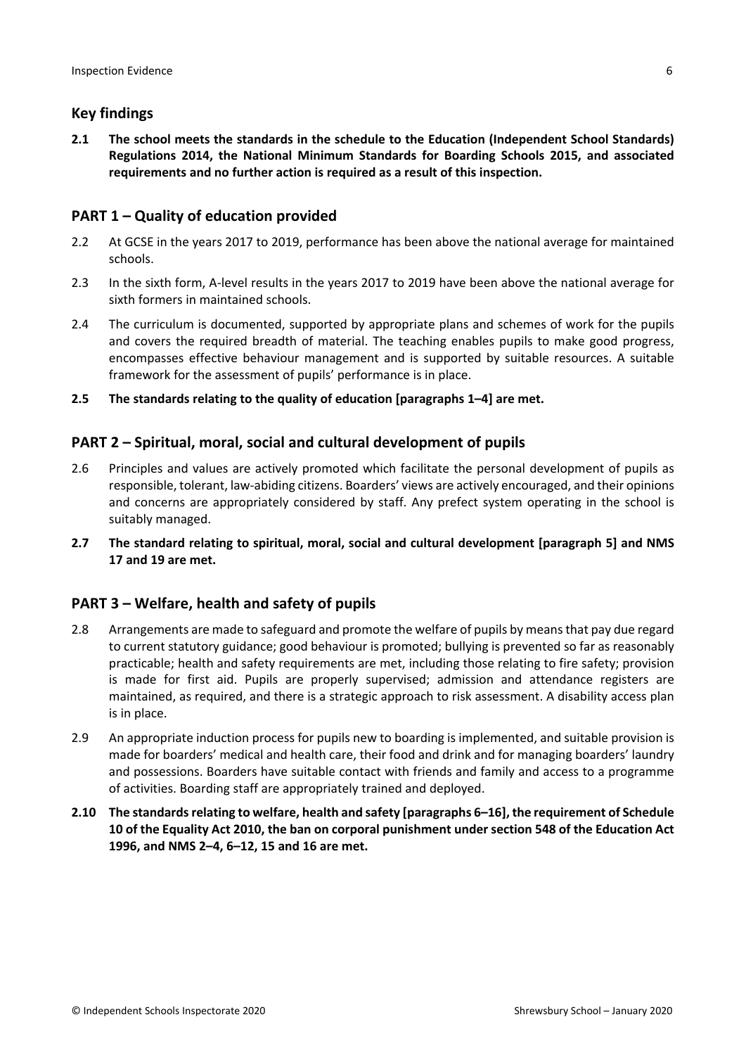## Key findings

**2.1 The school meets the standards in the schedule to the Education (Independent School Standards) Regulations 2014, the National Minimum Standards for Boarding Schools 2015, and associated requirements and no further action is required as a result of this inspection.**

## PART 1 – Quality of education provided

2.2 At GCSE in the years 2017 to 2019, performance has been above the national average for maintained schools.

2.3 In the sixth form, A-level results in the years 2017 to 2019 have been above the national average for sixth formers in maintained schools.

2.4 The curriculum is documented, supported by appropriate plans and schemes of work for the pupils and covers the required breadth of material. The teaching enables pupils to make good progress, encompasses effective behaviour management and is supported by suitable resources. A suitable framework for the assessment of pupils' performance is in place.

**2.5 The standards relating to the quality of education [paragraphs 1–4] are met.**

## PART 2 – Spiritual, moral, social and cultural development of pupils

2.6 Principles and values are actively promoted which facilitate the personal development of pupils as responsible, tolerant, law-abiding citizens. Boarders' views are actively encouraged, and their opinions and concerns are appropriately considered by staff. Any prefect system operating in the school is suitably managed.

**2.7 The standard relating to spiritual, moral, social and cultural development [paragraph 5] and NMS 17 and 19 are met.**

## PART 3 – Welfare, health and safety of pupils

2.8 Arrangements are made to safeguard and promote the welfare of pupils by means that pay due regard to current statutory guidance; good behaviour is promoted; bullying is prevented so far as reasonably practicable; health and safety requirements are met, including those relating to fire safety; provision is made for first aid. Pupils are properly supervised; admission and attendance registers are maintained, as required, and there is a strategic approach to risk assessment. A disability access plan is in place.

2.9 An appropriate induction process for pupils new to boarding is implemented, and suitable provision is made for boarders' medical and health care, their food and drink and for managing boarders' laundry and possessions. Boarders have suitable contact with friends and family and access to a programme of activities. Boarding staff are appropriately trained and deployed.

**2.10 The standards relating to welfare, health and safety [paragraphs 6–16], the requirement of Schedule 10 of the Equality Act 2010, the ban on corporal punishment under section 548 of the Education Act 1996, and NMS 2–4, 6–12, 15 and 16 are met.**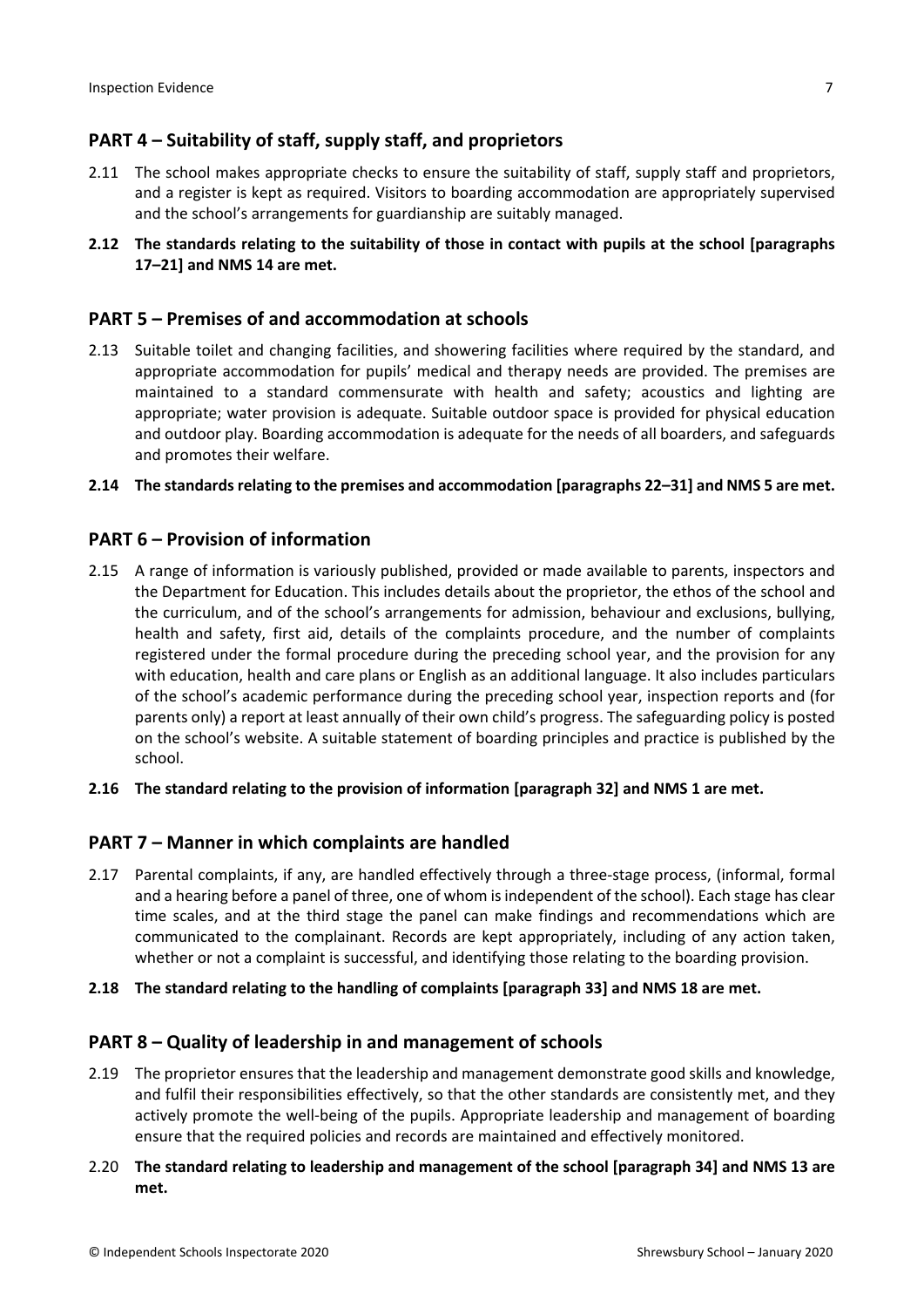## PART 4 – Suitability of staff, supply staff, and proprietors

2.11 The school makes appropriate checks to ensure the suitability of staff, supply staff and proprietors, and a register is kept as required. Visitors to boarding accommodation are appropriately supervised and the school's arrangements for guardianship are suitably managed.

**2.12 The standards relating to the suitability of those in contact with pupils at the school [paragraphs 17–21] and NMS 14 are met.**

## PART 5 – Premises of and accommodation at schools

2.13 Suitable toilet and changing facilities, and showering facilities where required by the standard, and appropriate accommodation for pupils' medical and therapy needs are provided. The premises are maintained to a standard commensurate with health and safety; acoustics and lighting are appropriate; water provision is adequate. Suitable outdoor space is provided for physical education and outdoor play. Boarding accommodation is adequate for the needs of all boarders, and safeguards and promotes their welfare.

**2.14 The standards relating to the premises and accommodation [paragraphs 22–31] and NMS 5 are met.**

## PART 6 – Provision of information

2.15 A range of information is variously published, provided or made available to parents, inspectors and the Department for Education. This includes details about the proprietor, the ethos of the school and the curriculum, and of the school's arrangements for admission, behaviour and exclusions, bullying, health and safety, first aid, details of the complaints procedure, and the number of complaints registered under the formal procedure during the preceding school year, and the provision for any with education, health and care plans or English as an additional language. It also includes particulars of the school's academic performance during the preceding school year, inspection reports and (for parents only) a report at least annually of their own child's progress. The safeguarding policy is posted on the school's website. A suitable statement of boarding principles and practice is published by the school.

**2.16 The standard relating to the provision of information [paragraph 32] and NMS 1 are met.**

## PART 7 – Manner in which complaints are handled

2.17 Parental complaints, if any, are handled effectively through a three-stage process, (informal, formal and a hearing before a panel of three, one of whom is independent of the school). Each stage has clear time scales, and at the third stage the panel can make findings and recommendations which are communicated to the complainant. Records are kept appropriately, including of any action taken, whether or not a complaint is successful, and identifying those relating to the boarding provision.

**2.18 The standard relating to the handling of complaints [paragraph 33] and NMS 18 are met.**

## PART 8 – Quality of leadership in and management of schools

2.19 The proprietor ensures that the leadership and management demonstrate good skills and knowledge, and fulfil their responsibilities effectively, so that the other standards are consistently met, and they actively promote the well-being of the pupils. Appropriate leadership and management of boarding ensure that the required policies and records are maintained and effectively monitored.

2.20 **The standard relating to leadership and management of the school [paragraph 34] and NMS 13 are met.**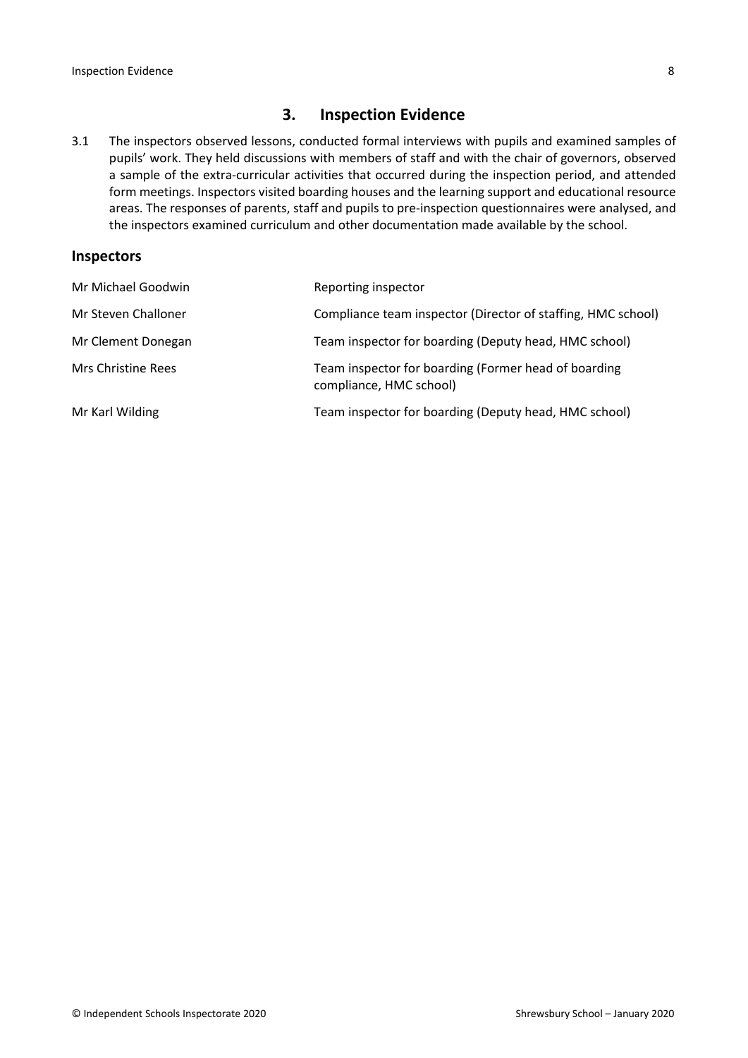## 3. Inspection Evidence

3.1 The inspectors observed lessons, conducted formal interviews with pupils and examined samples of pupils' work. They held discussions with members of staff and with the chair of governors, observed a sample of the extra-curricular activities that occurred during the inspection period, and attended form meetings. Inspectors visited boarding houses and the learning support and educational resource areas. The responses of parents, staff and pupils to pre-inspection questionnaires were analysed, and the inspectors examined curriculum and other documentation made available by the school.

### Inspectors

| | |
|---|---|
| Mr Michael Goodwin | Reporting inspector |
| Mr Steven Challoner | Compliance team inspector (Director of staffing, HMC school) |
| Mr Clement Donegan | Team inspector for boarding (Deputy head, HMC school) |
| Mrs Christine Rees | Team inspector for boarding (Former head of boarding compliance, HMC school) |
| Mr Karl Wilding | Team inspector for boarding (Deputy head, HMC school) |